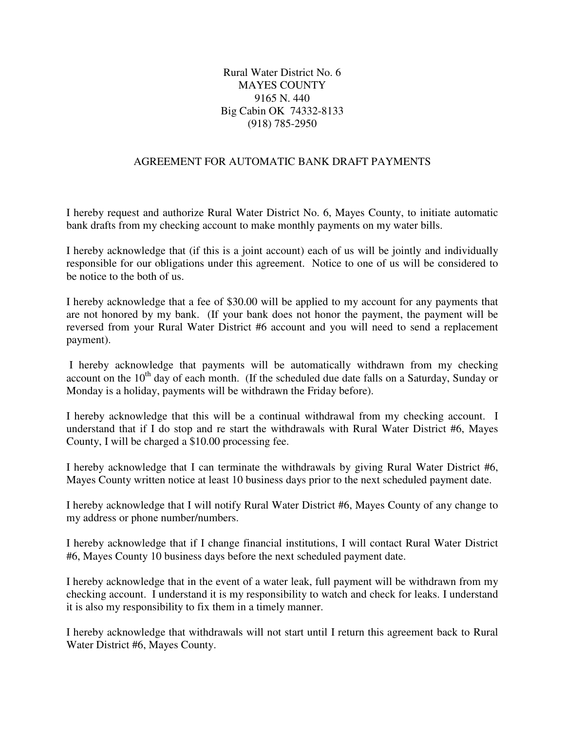Rural Water District No. 6
MAYES COUNTY
9165 N. 440
Big Cabin OK 74332-8133
(918) 785-2950

## AGREEMENT FOR AUTOMATIC BANK DRAFT PAYMENTS

I hereby request and authorize Rural Water District No. 6, Mayes County, to initiate automatic bank drafts from my checking account to make monthly payments on my water bills.

I hereby acknowledge that (if this is a joint account) each of us will be jointly and individually responsible for our obligations under this agreement. Notice to one of us will be considered to be notice to the both of us.

I hereby acknowledge that a fee of $30.00 will be applied to my account for any payments that are not honored by my bank. (If your bank does not honor the payment, the payment will be reversed from your Rural Water District #6 account and you will need to send a replacement payment).

I hereby acknowledge that payments will be automatically withdrawn from my checking account on the 10th day of each month. (If the scheduled due date falls on a Saturday, Sunday or Monday is a holiday, payments will be withdrawn the Friday before).

I hereby acknowledge that this will be a continual withdrawal from my checking account. I understand that if I do stop and re start the withdrawals with Rural Water District #6, Mayes County, I will be charged a $10.00 processing fee.

I hereby acknowledge that I can terminate the withdrawals by giving Rural Water District #6, Mayes County written notice at least 10 business days prior to the next scheduled payment date.

I hereby acknowledge that I will notify Rural Water District #6, Mayes County of any change to my address or phone number/numbers.

I hereby acknowledge that if I change financial institutions, I will contact Rural Water District #6, Mayes County 10 business days before the next scheduled payment date.

I hereby acknowledge that in the event of a water leak, full payment will be withdrawn from my checking account. I understand it is my responsibility to watch and check for leaks. I understand it is also my responsibility to fix them in a timely manner.

I hereby acknowledge that withdrawals will not start until I return this agreement back to Rural Water District #6, Mayes County.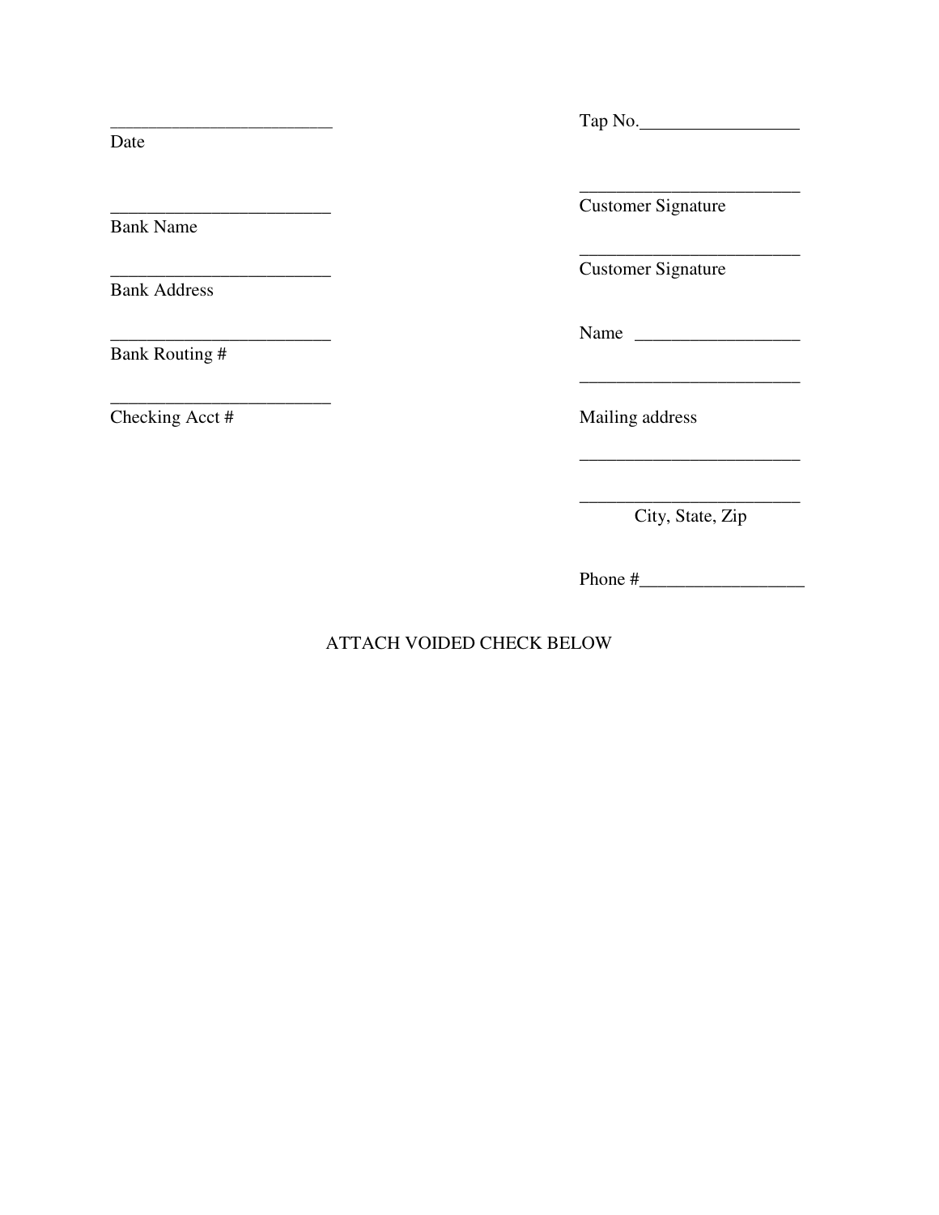________________________
Date

________________________
Bank Name

________________________
Bank Address

________________________
Bank Routing #

________________________
Checking Acct #

Tap No.________________

________________________
Customer Signature

________________________
Customer Signature

Name ________________

________________________

Mailing address

________________________

________________________
City, State, Zip

Phone #________________

ATTACH VOIDED CHECK BELOW